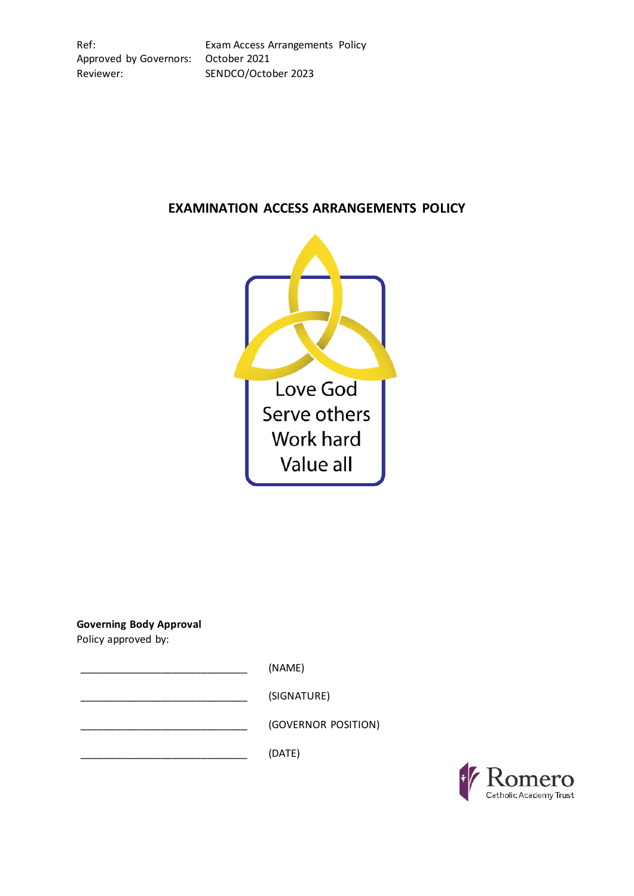| | |
|---|---|
| Ref: | Exam Access Arrangements Policy |
| Approved by Governors: | October 2021 |
| Reviewer: | SENDCO/October 2023 |

# EXAMINATION ACCESS ARRANGEMENTS POLICY

Love God
Serve others
Work hard
Value all

**Governing Body Approval**
Policy approved by:

______________________________ (NAME)

______________________________ (SIGNATURE)

______________________________ (GOVERNOR POSITION)

______________________________ (DATE)

Romero
Catholic Academy Trust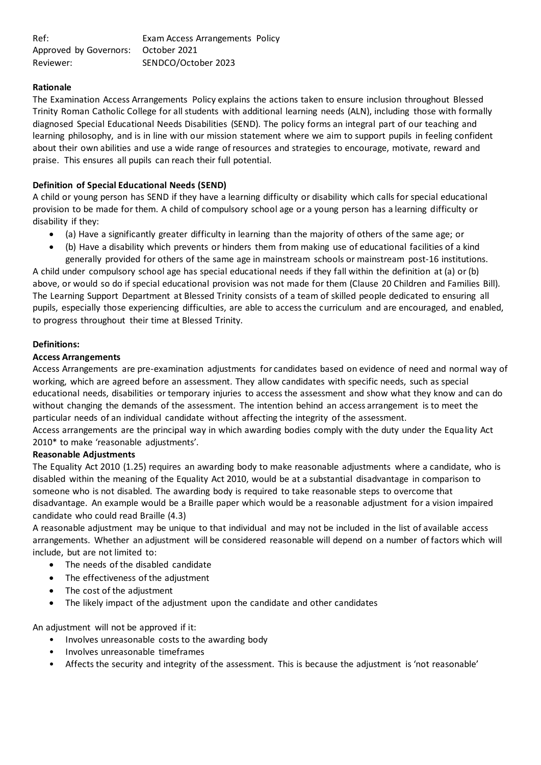| Ref: | Exam Access Arrangements Policy |
|---|---|
| Approved by Governors: | October 2021 |
| Reviewer: | SENDCO/October 2023 |

**Rationale**

The Examination Access Arrangements Policy explains the actions taken to ensure inclusion throughout Blessed Trinity Roman Catholic College for all students with additional learning needs (ALN), including those with formally diagnosed Special Educational Needs Disabilities (SEND). The policy forms an integral part of our teaching and learning philosophy, and is in line with our mission statement where we aim to support pupils in feeling confident about their own abilities and use a wide range of resources and strategies to encourage, motivate, reward and praise. This ensures all pupils can reach their full potential.

**Definition of Special Educational Needs (SEND)**

A child or young person has SEND if they have a learning difficulty or disability which calls for special educational provision to be made for them. A child of compulsory school age or a young person has a learning difficulty or disability if they:

- (a) Have a significantly greater difficulty in learning than the majority of others of the same age; or
- (b) Have a disability which prevents or hinders them from making use of educational facilities of a kind generally provided for others of the same age in mainstream schools or mainstream post-16 institutions.

A child under compulsory school age has special educational needs if they fall within the definition at (a) or (b) above, or would so do if special educational provision was not made for them (Clause 20 Children and Families Bill). The Learning Support Department at Blessed Trinity consists of a team of skilled people dedicated to ensuring all pupils, especially those experiencing difficulties, are able to access the curriculum and are encouraged, and enabled, to progress throughout their time at Blessed Trinity.

**Definitions:**

**Access Arrangements**

Access Arrangements are pre-examination adjustments for candidates based on evidence of need and normal way of working, which are agreed before an assessment. They allow candidates with specific needs, such as special educational needs, disabilities or temporary injuries to access the assessment and show what they know and can do without changing the demands of the assessment. The intention behind an access arrangement is to meet the particular needs of an individual candidate without affecting the integrity of the assessment.

Access arrangements are the principal way in which awarding bodies comply with the duty under the Equality Act 2010* to make 'reasonable adjustments'.

**Reasonable Adjustments**

The Equality Act 2010 (1.25) requires an awarding body to make reasonable adjustments where a candidate, who is disabled within the meaning of the Equality Act 2010, would be at a substantial disadvantage in comparison to someone who is not disabled. The awarding body is required to take reasonable steps to overcome that disadvantage. An example would be a Braille paper which would be a reasonable adjustment for a vision impaired candidate who could read Braille (4.3)

A reasonable adjustment may be unique to that individual and may not be included in the list of available access arrangements. Whether an adjustment will be considered reasonable will depend on a number of factors which will include, but are not limited to:

- The needs of the disabled candidate
- The effectiveness of the adjustment
- The cost of the adjustment
- The likely impact of the adjustment upon the candidate and other candidates

An adjustment will not be approved if it:

- Involves unreasonable costs to the awarding body
- Involves unreasonable timeframes
- Affects the security and integrity of the assessment. This is because the adjustment is 'not reasonable'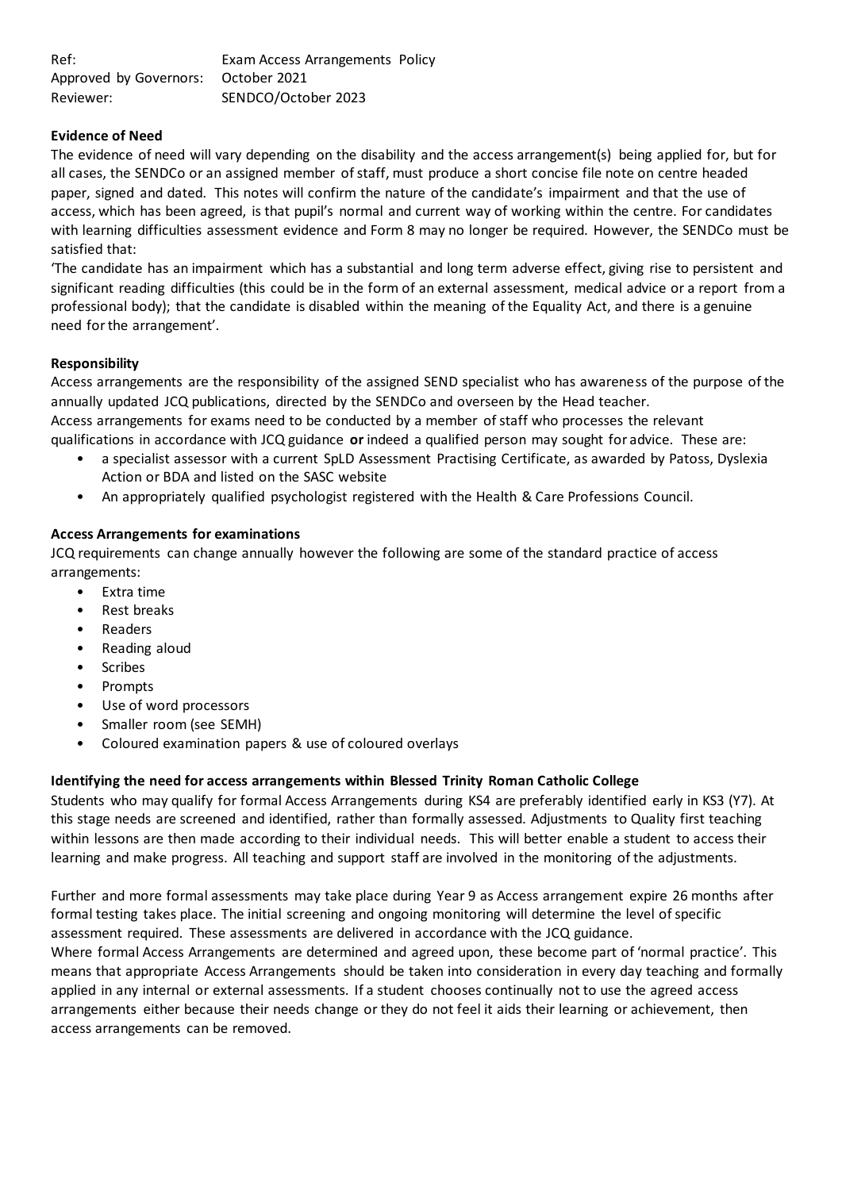| Ref: | Exam Access Arrangements Policy |
| --- | --- |
| Approved by Governors: | October 2021 |
| Reviewer: | SENDCO/October 2023 |

**Evidence of Need**

The evidence of need will vary depending on the disability and the access arrangement(s) being applied for, but for all cases, the SENDCo or an assigned member of staff, must produce a short concise file note on centre headed paper, signed and dated. This notes will confirm the nature of the candidate's impairment and that the use of access, which has been agreed, is that pupil's normal and current way of working within the centre. For candidates with learning difficulties assessment evidence and Form 8 may no longer be required. However, the SENDCo must be satisfied that:

'The candidate has an impairment which has a substantial and long term adverse effect, giving rise to persistent and significant reading difficulties (this could be in the form of an external assessment, medical advice or a report from a professional body); that the candidate is disabled within the meaning of the Equality Act, and there is a genuine need for the arrangement'.

**Responsibility**

Access arrangements are the responsibility of the assigned SEND specialist who has awareness of the purpose of the annually updated JCQ publications, directed by the SENDCo and overseen by the Head teacher.

Access arrangements for exams need to be conducted by a member of staff who processes the relevant qualifications in accordance with JCQ guidance **or** indeed a qualified person may sought for advice. These are:

- a specialist assessor with a current SpLD Assessment Practising Certificate, as awarded by Patoss, Dyslexia Action or BDA and listed on the SASC website
- An appropriately qualified psychologist registered with the Health & Care Professions Council.

**Access Arrangements for examinations**

JCQ requirements can change annually however the following are some of the standard practice of access arrangements:

- Extra time
- Rest breaks
- Readers
- Reading aloud
- Scribes
- Prompts
- Use of word processors
- Smaller room (see SEMH)
- Coloured examination papers & use of coloured overlays

**Identifying the need for access arrangements within Blessed Trinity Roman Catholic College**

Students who may qualify for formal Access Arrangements during KS4 are preferably identified early in KS3 (Y7). At this stage needs are screened and identified, rather than formally assessed. Adjustments to Quality first teaching within lessons are then made according to their individual needs. This will better enable a student to access their learning and make progress. All teaching and support staff are involved in the monitoring of the adjustments.

Further and more formal assessments may take place during Year 9 as Access arrangement expire 26 months after formal testing takes place. The initial screening and ongoing monitoring will determine the level of specific assessment required. These assessments are delivered in accordance with the JCQ guidance.

Where formal Access Arrangements are determined and agreed upon, these become part of 'normal practice'. This means that appropriate Access Arrangements should be taken into consideration in every day teaching and formally applied in any internal or external assessments. If a student chooses continually not to use the agreed access arrangements either because their needs change or they do not feel it aids their learning or achievement, then access arrangements can be removed.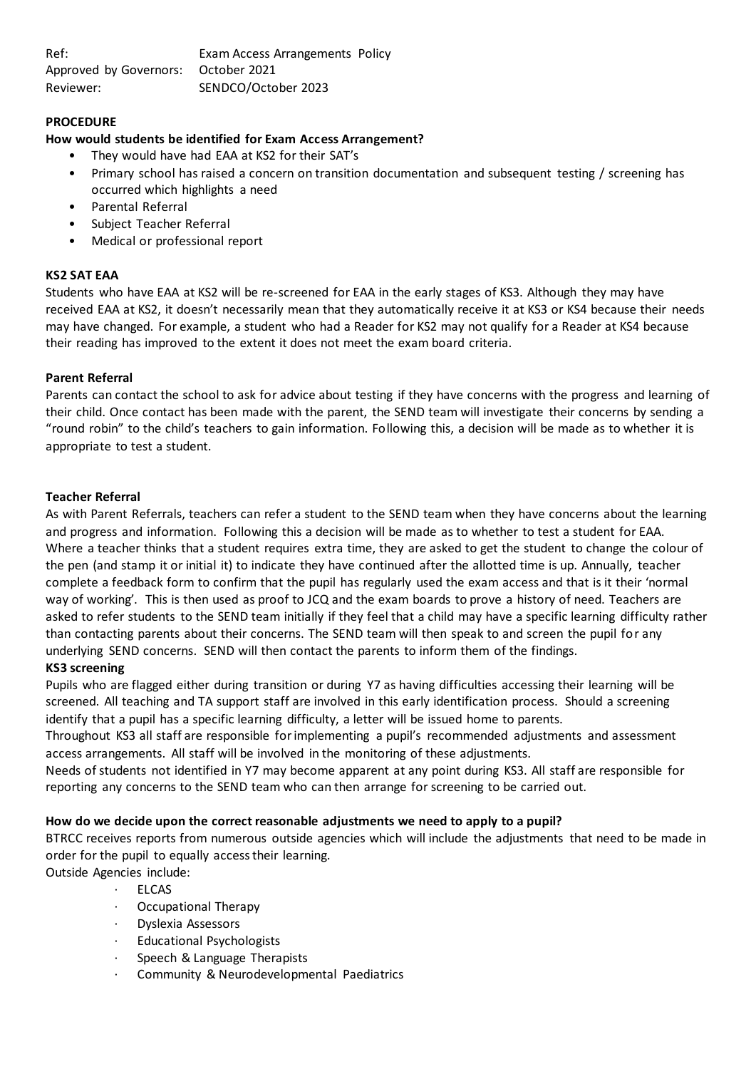Ref: Exam Access Arrangements Policy
Approved by Governors: October 2021
Reviewer: SENDCO/October 2023

**PROCEDURE**

**How would students be identified for Exam Access Arrangement?**

- They would have had EAA at KS2 for their SAT's
- Primary school has raised a concern on transition documentation and subsequent testing / screening has occurred which highlights a need
- Parental Referral
- Subject Teacher Referral
- Medical or professional report

**KS2 SAT EAA**

Students who have EAA at KS2 will be re-screened for EAA in the early stages of KS3. Although they may have received EAA at KS2, it doesn't necessarily mean that they automatically receive it at KS3 or KS4 because their needs may have changed. For example, a student who had a Reader for KS2 may not qualify for a Reader at KS4 because their reading has improved to the extent it does not meet the exam board criteria.

**Parent Referral**

Parents can contact the school to ask for advice about testing if they have concerns with the progress and learning of their child. Once contact has been made with the parent, the SEND team will investigate their concerns by sending a "round robin" to the child's teachers to gain information. Following this, a decision will be made as to whether it is appropriate to test a student.

**Teacher Referral**

As with Parent Referrals, teachers can refer a student to the SEND team when they have concerns about the learning and progress and information. Following this a decision will be made as to whether to test a student for EAA. Where a teacher thinks that a student requires extra time, they are asked to get the student to change the colour of the pen (and stamp it or initial it) to indicate they have continued after the allotted time is up. Annually, teacher complete a feedback form to confirm that the pupil has regularly used the exam access and that is it their 'normal way of working'. This is then used as proof to JCQ and the exam boards to prove a history of need. Teachers are asked to refer students to the SEND team initially if they feel that a child may have a specific learning difficulty rather than contacting parents about their concerns. The SEND team will then speak to and screen the pupil for any underlying SEND concerns. SEND will then contact the parents to inform them of the findings.

**KS3 screening**

Pupils who are flagged either during transition or during Y7 as having difficulties accessing their learning will be screened. All teaching and TA support staff are involved in this early identification process. Should a screening identify that a pupil has a specific learning difficulty, a letter will be issued home to parents.

Throughout KS3 all staff are responsible for implementing a pupil's recommended adjustments and assessment access arrangements. All staff will be involved in the monitoring of these adjustments.

Needs of students not identified in Y7 may become apparent at any point during KS3. All staff are responsible for reporting any concerns to the SEND team who can then arrange for screening to be carried out.

**How do we decide upon the correct reasonable adjustments we need to apply to a pupil?**

BTRCC receives reports from numerous outside agencies which will include the adjustments that need to be made in order for the pupil to equally access their learning.

Outside Agencies include:

- ELCAS
- Occupational Therapy
- Dyslexia Assessors
- Educational Psychologists
- Speech & Language Therapists
- Community & Neurodevelopmental Paediatrics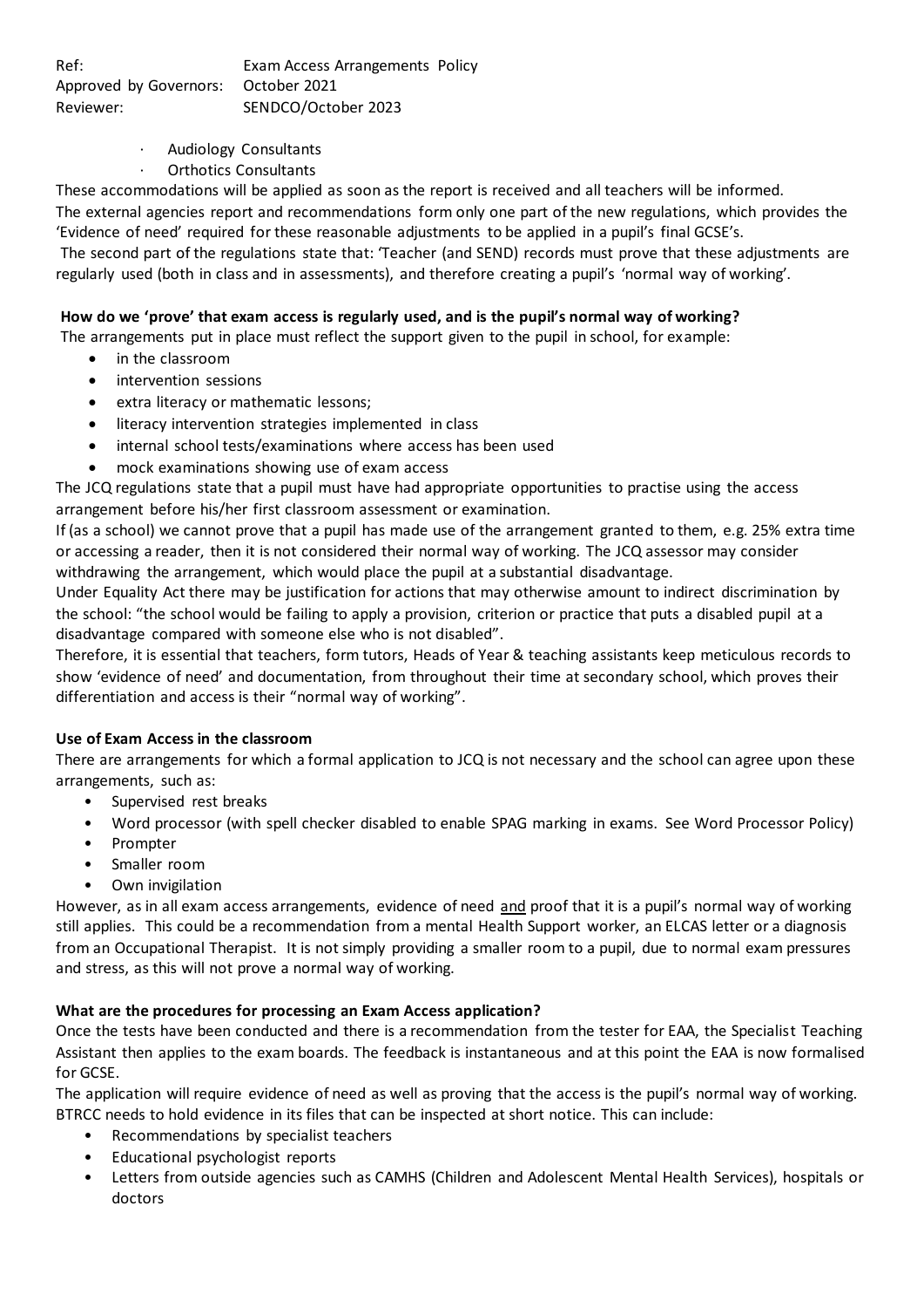- Audiology Consultants
- Orthotics Consultants

These accommodations will be applied as soon as the report is received and all teachers will be informed.

The external agencies report and recommendations form only one part of the new regulations, which provides the 'Evidence of need' required for these reasonable adjustments to be applied in a pupil's final GCSE's.

The second part of the regulations state that: 'Teacher (and SEND) records must prove that these adjustments are regularly used (both in class and in assessments), and therefore creating a pupil's 'normal way of working'.

**How do we 'prove' that exam access is regularly used, and is the pupil's normal way of working?**

The arrangements put in place must reflect the support given to the pupil in school, for example:

- in the classroom
- intervention sessions
- extra literacy or mathematic lessons;
- literacy intervention strategies implemented in class
- internal school tests/examinations where access has been used
- mock examinations showing use of exam access

The JCQ regulations state that a pupil must have had appropriate opportunities to practise using the access arrangement before his/her first classroom assessment or examination.

If (as a school) we cannot prove that a pupil has made use of the arrangement granted to them, e.g. 25% extra time or accessing a reader, then it is not considered their normal way of working. The JCQ assessor may consider withdrawing the arrangement, which would place the pupil at a substantial disadvantage.

Under Equality Act there may be justification for actions that may otherwise amount to indirect discrimination by the school: "the school would be failing to apply a provision, criterion or practice that puts a disabled pupil at a disadvantage compared with someone else who is not disabled".

Therefore, it is essential that teachers, form tutors, Heads of Year & teaching assistants keep meticulous records to show 'evidence of need' and documentation, from throughout their time at secondary school, which proves their differentiation and access is their "normal way of working".

**Use of Exam Access in the classroom**

There are arrangements for which a formal application to JCQ is not necessary and the school can agree upon these arrangements, such as:

- Supervised rest breaks
- Word processor (with spell checker disabled to enable SPAG marking in exams. See Word Processor Policy)
- Prompter
- Smaller room
- Own invigilation

However, as in all exam access arrangements, evidence of need <u>and</u> proof that it is a pupil's normal way of working still applies. This could be a recommendation from a mental Health Support worker, an ELCAS letter or a diagnosis from an Occupational Therapist. It is not simply providing a smaller room to a pupil, due to normal exam pressures and stress, as this will not prove a normal way of working.

**What are the procedures for processing an Exam Access application?**

Once the tests have been conducted and there is a recommendation from the tester for EAA, the Specialist Teaching Assistant then applies to the exam boards. The feedback is instantaneous and at this point the EAA is now formalised for GCSE.

The application will require evidence of need as well as proving that the access is the pupil's normal way of working. BTRCC needs to hold evidence in its files that can be inspected at short notice. This can include:

- Recommendations by specialist teachers
- Educational psychologist reports
- Letters from outside agencies such as CAMHS (Children and Adolescent Mental Health Services), hospitals or doctors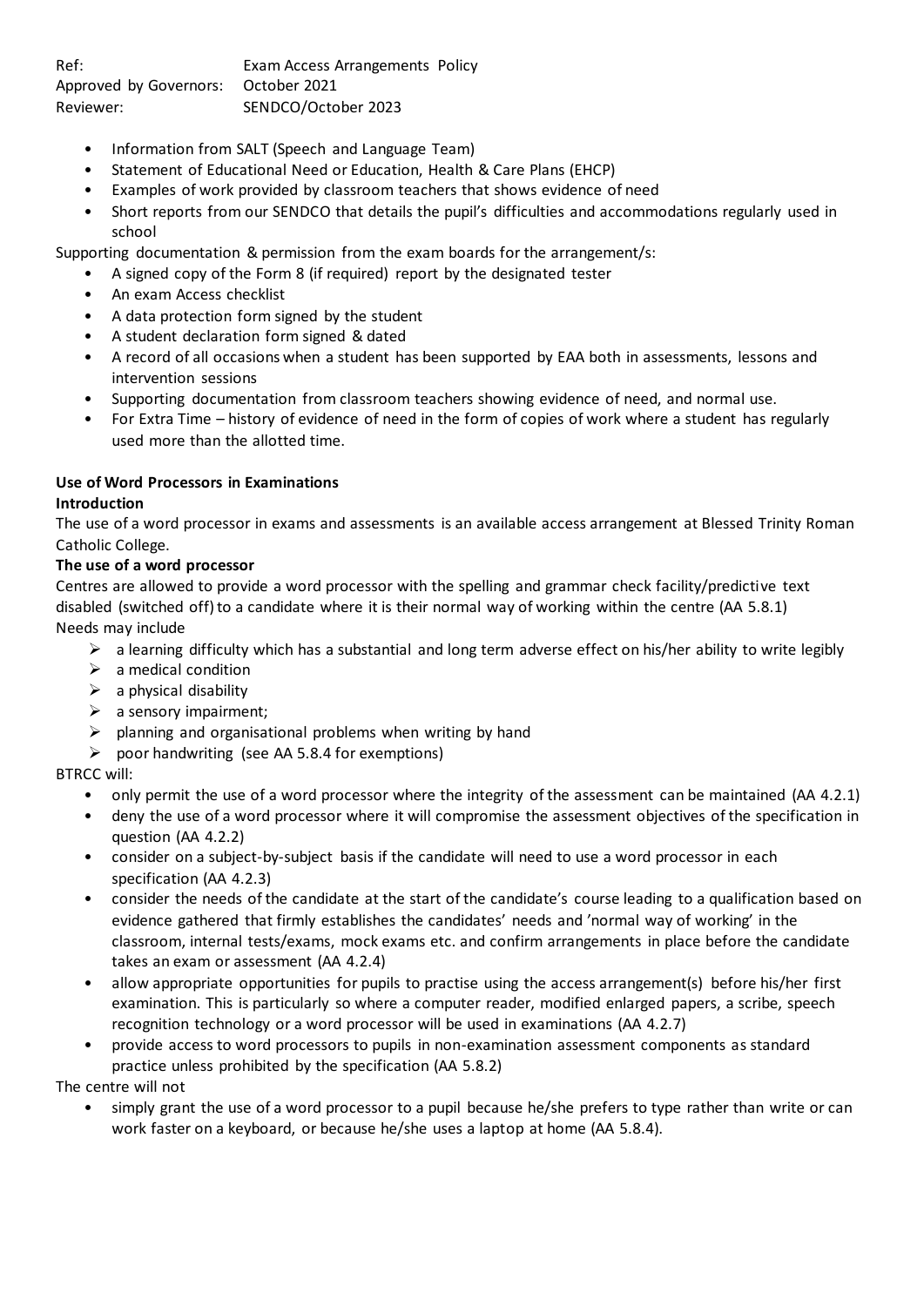Ref: Exam Access Arrangements Policy
Approved by Governors: October 2021
Reviewer: SENDCO/October 2023

- Information from SALT (Speech and Language Team)
- Statement of Educational Need or Education, Health & Care Plans (EHCP)
- Examples of work provided by classroom teachers that shows evidence of need
- Short reports from our SENDCO that details the pupil's difficulties and accommodations regularly used in school

Supporting documentation & permission from the exam boards for the arrangement/s:

- A signed copy of the Form 8 (if required) report by the designated tester
- An exam Access checklist
- A data protection form signed by the student
- A student declaration form signed & dated
- A record of all occasions when a student has been supported by EAA both in assessments, lessons and intervention sessions
- Supporting documentation from classroom teachers showing evidence of need, and normal use.
- For Extra Time – history of evidence of need in the form of copies of work where a student has regularly used more than the allotted time.

**Use of Word Processors in Examinations**

**Introduction**

The use of a word processor in exams and assessments is an available access arrangement at Blessed Trinity Roman Catholic College.

**The use of a word processor**

Centres are allowed to provide a word processor with the spelling and grammar check facility/predictive text disabled (switched off) to a candidate where it is their normal way of working within the centre (AA 5.8.1)

Needs may include

- a learning difficulty which has a substantial and long term adverse effect on his/her ability to write legibly
- a medical condition
- a physical disability
- a sensory impairment;
- planning and organisational problems when writing by hand
- poor handwriting (see AA 5.8.4 for exemptions)

BTRCC will:

- only permit the use of a word processor where the integrity of the assessment can be maintained (AA 4.2.1)
- deny the use of a word processor where it will compromise the assessment objectives of the specification in question (AA 4.2.2)
- consider on a subject-by-subject basis if the candidate will need to use a word processor in each specification (AA 4.2.3)
- consider the needs of the candidate at the start of the candidate's course leading to a qualification based on evidence gathered that firmly establishes the candidates' needs and 'normal way of working' in the classroom, internal tests/exams, mock exams etc. and confirm arrangements in place before the candidate takes an exam or assessment (AA 4.2.4)
- allow appropriate opportunities for pupils to practise using the access arrangement(s) before his/her first examination. This is particularly so where a computer reader, modified enlarged papers, a scribe, speech recognition technology or a word processor will be used in examinations (AA 4.2.7)
- provide access to word processors to pupils in non-examination assessment components as standard practice unless prohibited by the specification (AA 5.8.2)

The centre will not

- simply grant the use of a word processor to a pupil because he/she prefers to type rather than write or can work faster on a keyboard, or because he/she uses a laptop at home (AA 5.8.4).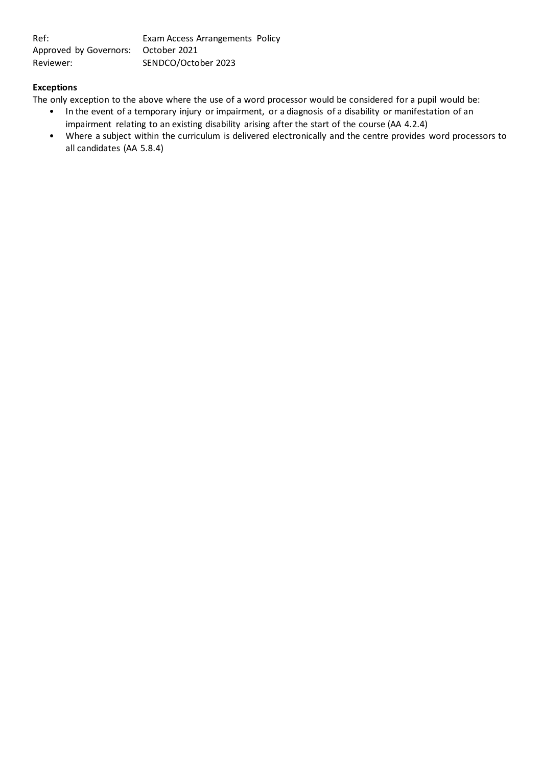**Exceptions**

The only exception to the above where the use of a word processor would be considered for a pupil would be:

- In the event of a temporary injury or impairment, or a diagnosis of a disability or manifestation of an impairment relating to an existing disability arising after the start of the course (AA 4.2.4)
- Where a subject within the curriculum is delivered electronically and the centre provides word processors to all candidates (AA 5.8.4)